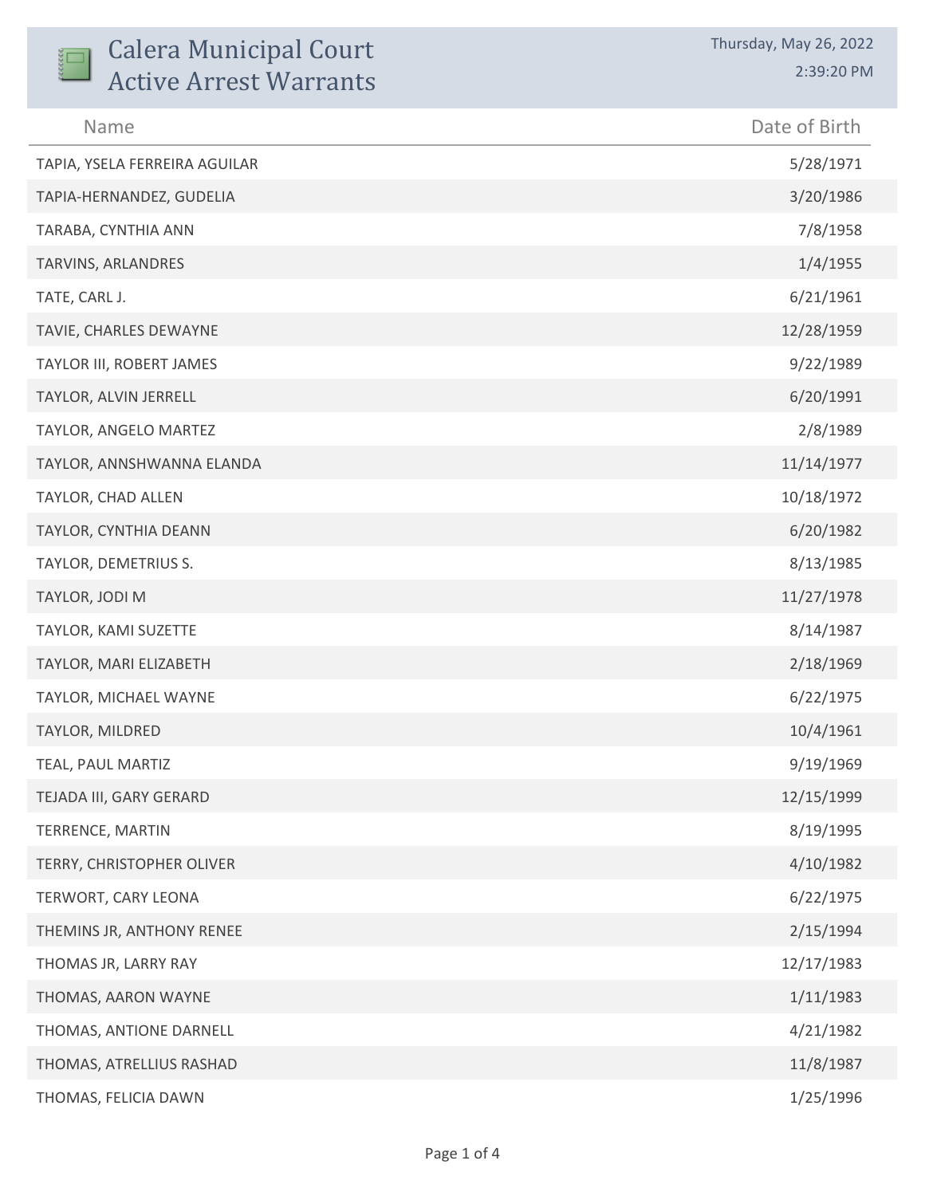# Calera Municipal Court Active Arrest Warrants

Thursday, May 26, 2022
2:39:20 PM

| Name | Date of Birth |
| --- | --- |
| TAPIA, YSELA FERREIRA AGUILAR | 5/28/1971 |
| TAPIA-HERNANDEZ, GUDELIA | 3/20/1986 |
| TARABA, CYNTHIA ANN | 7/8/1958 |
| TARVINS, ARLANDRES | 1/4/1955 |
| TATE, CARL J. | 6/21/1961 |
| TAVIE, CHARLES DEWAYNE | 12/28/1959 |
| TAYLOR III, ROBERT JAMES | 9/22/1989 |
| TAYLOR, ALVIN JERRELL | 6/20/1991 |
| TAYLOR, ANGELO MARTEZ | 2/8/1989 |
| TAYLOR, ANNSHWANNA ELANDA | 11/14/1977 |
| TAYLOR, CHAD ALLEN | 10/18/1972 |
| TAYLOR, CYNTHIA DEANN | 6/20/1982 |
| TAYLOR, DEMETRIUS S. | 8/13/1985 |
| TAYLOR, JODI M | 11/27/1978 |
| TAYLOR, KAMI SUZETTE | 8/14/1987 |
| TAYLOR, MARI ELIZABETH | 2/18/1969 |
| TAYLOR, MICHAEL WAYNE | 6/22/1975 |
| TAYLOR, MILDRED | 10/4/1961 |
| TEAL, PAUL MARTIZ | 9/19/1969 |
| TEJADA III, GARY GERARD | 12/15/1999 |
| TERRENCE, MARTIN | 8/19/1995 |
| TERRY, CHRISTOPHER OLIVER | 4/10/1982 |
| TERWORT, CARY LEONA | 6/22/1975 |
| THEMINS JR, ANTHONY RENEE | 2/15/1994 |
| THOMAS JR, LARRY RAY | 12/17/1983 |
| THOMAS, AARON WAYNE | 1/11/1983 |
| THOMAS, ANTIONE DARNELL | 4/21/1982 |
| THOMAS, ATRELLIUS RASHAD | 11/8/1987 |
| THOMAS, FELICIA DAWN | 1/25/1996 |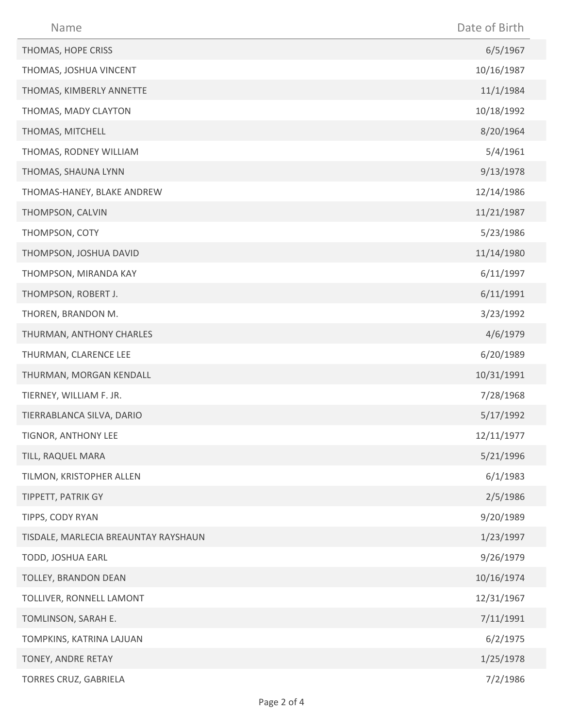| Name | Date of Birth |
| --- | --- |
| THOMAS, HOPE CRISS | 6/5/1967 |
| THOMAS, JOSHUA VINCENT | 10/16/1987 |
| THOMAS, KIMBERLY ANNETTE | 11/1/1984 |
| THOMAS, MADY CLAYTON | 10/18/1992 |
| THOMAS, MITCHELL | 8/20/1964 |
| THOMAS, RODNEY WILLIAM | 5/4/1961 |
| THOMAS, SHAUNA LYNN | 9/13/1978 |
| THOMAS-HANEY, BLAKE ANDREW | 12/14/1986 |
| THOMPSON, CALVIN | 11/21/1987 |
| THOMPSON, COTY | 5/23/1986 |
| THOMPSON, JOSHUA DAVID | 11/14/1980 |
| THOMPSON, MIRANDA KAY | 6/11/1997 |
| THOMPSON, ROBERT J. | 6/11/1991 |
| THOREN, BRANDON M. | 3/23/1992 |
| THURMAN, ANTHONY CHARLES | 4/6/1979 |
| THURMAN, CLARENCE LEE | 6/20/1989 |
| THURMAN, MORGAN KENDALL | 10/31/1991 |
| TIERNEY, WILLIAM F. JR. | 7/28/1968 |
| TIERRABLANCA SILVA, DARIO | 5/17/1992 |
| TIGNOR, ANTHONY LEE | 12/11/1977 |
| TILL, RAQUEL MARA | 5/21/1996 |
| TILMON, KRISTOPHER ALLEN | 6/1/1983 |
| TIPPETT, PATRIK GY | 2/5/1986 |
| TIPPS, CODY RYAN | 9/20/1989 |
| TISDALE, MARLECIA BREAUNTAY RAYSHAUN | 1/23/1997 |
| TODD, JOSHUA EARL | 9/26/1979 |
| TOLLEY, BRANDON DEAN | 10/16/1974 |
| TOLLIVER, RONNELL LAMONT | 12/31/1967 |
| TOMLINSON, SARAH E. | 7/11/1991 |
| TOMPKINS, KATRINA LAJUAN | 6/2/1975 |
| TONEY, ANDRE RETAY | 1/25/1978 |
| TORRES CRUZ, GABRIELA | 7/2/1986 |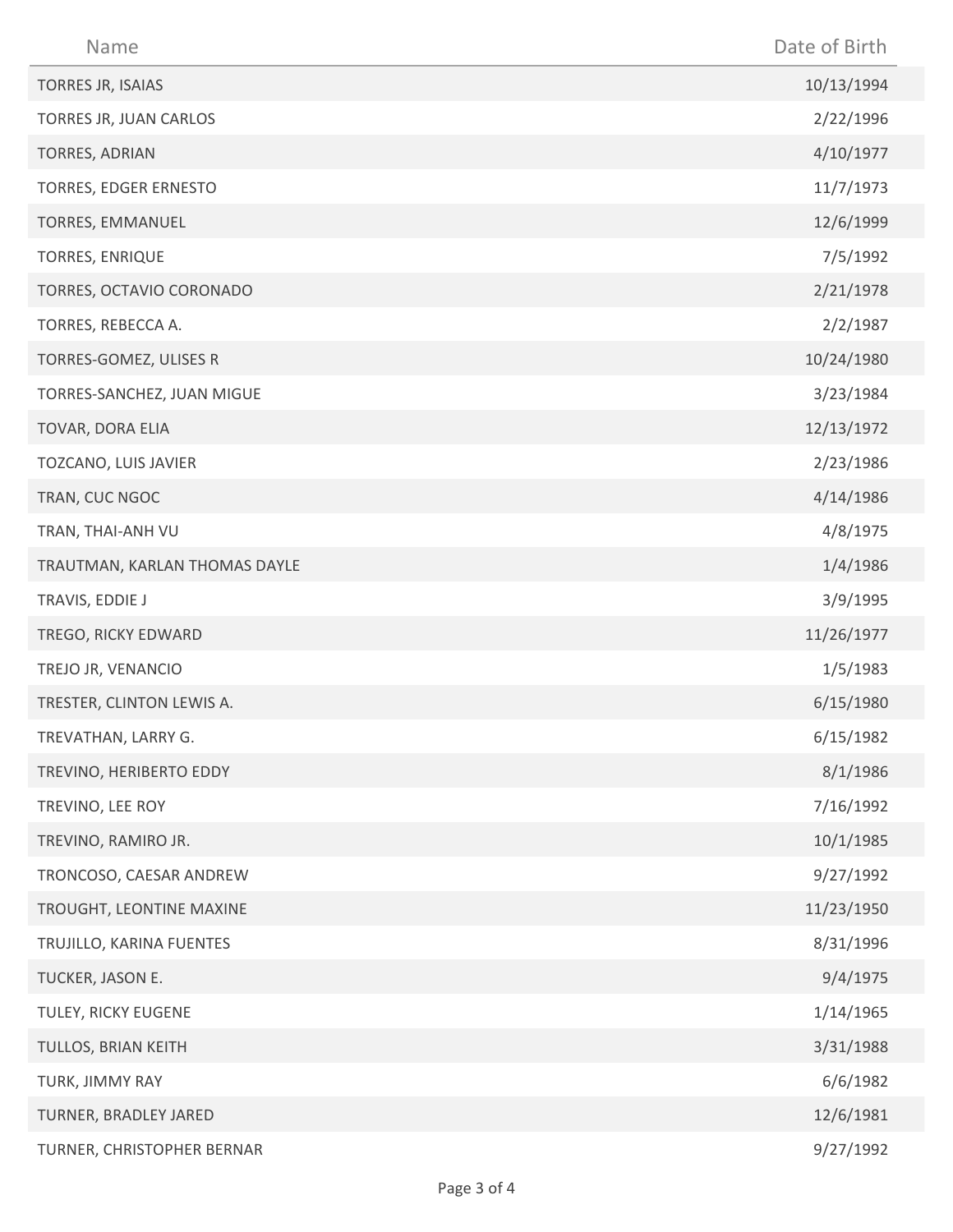| Name | Date of Birth |
| --- | --- |
| TORRES JR, ISAIAS | 10/13/1994 |
| TORRES JR, JUAN CARLOS | 2/22/1996 |
| TORRES, ADRIAN | 4/10/1977 |
| TORRES, EDGER ERNESTO | 11/7/1973 |
| TORRES, EMMANUEL | 12/6/1999 |
| TORRES, ENRIQUE | 7/5/1992 |
| TORRES, OCTAVIO CORONADO | 2/21/1978 |
| TORRES, REBECCA A. | 2/2/1987 |
| TORRES-GOMEZ, ULISES R | 10/24/1980 |
| TORRES-SANCHEZ, JUAN MIGUE | 3/23/1984 |
| TOVAR, DORA ELIA | 12/13/1972 |
| TOZCANO, LUIS JAVIER | 2/23/1986 |
| TRAN, CUC NGOC | 4/14/1986 |
| TRAN, THAI-ANH VU | 4/8/1975 |
| TRAUTMAN, KARLAN THOMAS DAYLE | 1/4/1986 |
| TRAVIS, EDDIE J | 3/9/1995 |
| TREGO, RICKY EDWARD | 11/26/1977 |
| TREJO JR, VENANCIO | 1/5/1983 |
| TRESTER, CLINTON LEWIS A. | 6/15/1980 |
| TREVATHAN, LARRY G. | 6/15/1982 |
| TREVINO, HERIBERTO EDDY | 8/1/1986 |
| TREVINO, LEE ROY | 7/16/1992 |
| TREVINO, RAMIRO JR. | 10/1/1985 |
| TRONCOSO, CAESAR ANDREW | 9/27/1992 |
| TROUGHT, LEONTINE MAXINE | 11/23/1950 |
| TRUJILLO, KARINA FUENTES | 8/31/1996 |
| TUCKER, JASON E. | 9/4/1975 |
| TULEY, RICKY EUGENE | 1/14/1965 |
| TULLOS, BRIAN KEITH | 3/31/1988 |
| TURK, JIMMY RAY | 6/6/1982 |
| TURNER, BRADLEY JARED | 12/6/1981 |
| TURNER, CHRISTOPHER BERNAR | 9/27/1992 |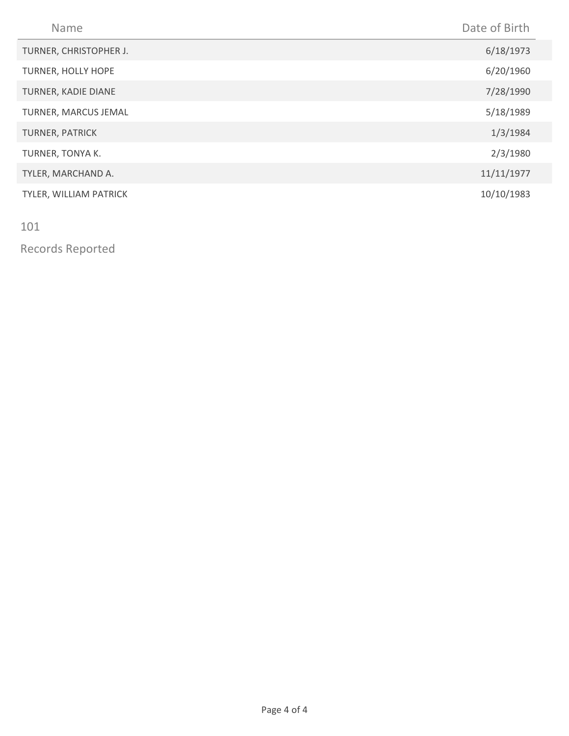| Name | Date of Birth |
| --- | --- |
| TURNER, CHRISTOPHER J. | 6/18/1973 |
| TURNER, HOLLY HOPE | 6/20/1960 |
| TURNER, KADIE DIANE | 7/28/1990 |
| TURNER, MARCUS JEMAL | 5/18/1989 |
| TURNER, PATRICK | 1/3/1984 |
| TURNER, TONYA K. | 2/3/1980 |
| TYLER, MARCHAND A. | 11/11/1977 |
| TYLER, WILLIAM PATRICK | 10/10/1983 |

101

Records Reported